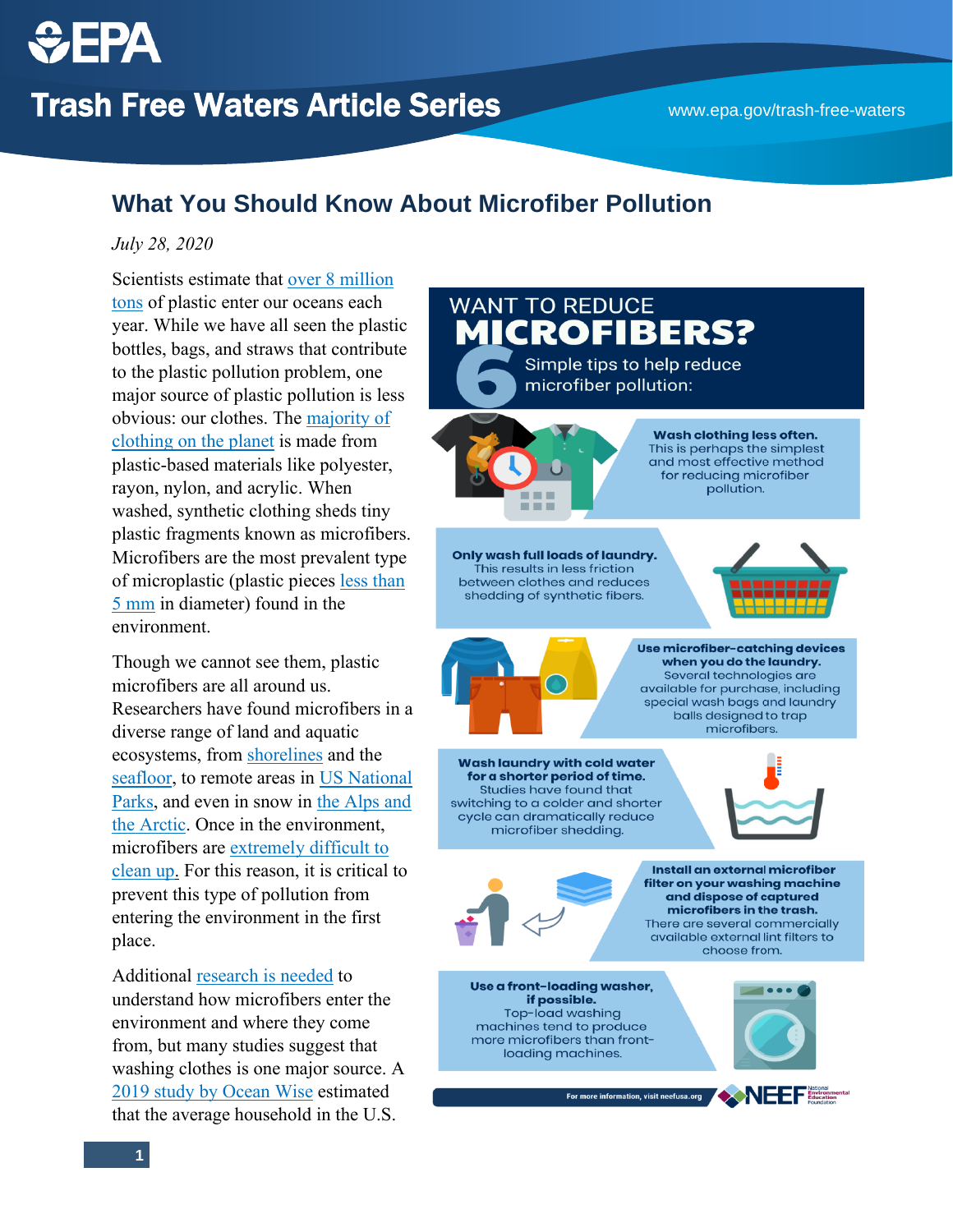# Trash Free Waters Article Series

www.epa.gov/trash-free-waters

## What You Should Know About Microfiber Pollution

*July 28, 2020*

Scientists estimate that over 8 million tons of plastic enter our oceans each year. While we have all seen the plastic bottles, bags, and straws that contribute to the plastic pollution problem, one major source of plastic pollution is less obvious: our clothes. The majority of clothing on the planet is made from plastic-based materials like polyester, rayon, nylon, and acrylic. When washed, synthetic clothing sheds tiny plastic fragments known as microfibers. Microfibers are the most prevalent type of microplastic (plastic pieces less than 5 mm in diameter) found in the environment.

Though we cannot see them, plastic microfibers are all around us. Researchers have found microfibers in a diverse range of land and aquatic ecosystems, from shorelines and the seafloor, to remote areas in US National Parks, and even in snow in the Alps and the Arctic. Once in the environment, microfibers are extremely difficult to clean up. For this reason, it is critical to prevent this type of pollution from entering the environment in the first place.

Additional research is needed to understand how microfibers enter the environment and where they come from, but many studies suggest that washing clothes is one major source. A 2019 study by Ocean Wise estimated that the average household in the U.S.

**WANT TO REDUCE MICROFIBERS?**

**6** Simple tips to help reduce microfiber pollution:

**Wash clothing less often.** This is perhaps the simplest and most effective method for reducing microfiber pollution.

**Only wash full loads of laundry.** This results in less friction between clothes and reduces shedding of synthetic fibers.

**Use microfiber-catching devices when you do the laundry.** Several technologies are available for purchase, including special wash bags and laundry balls designed to trap microfibers.

**Wash laundry with cold water for a shorter period of time.** Studies have found that switching to a colder and shorter cycle can dramatically reduce microfiber shedding.

**Install an external microfiber filter on your washing machine and dispose of captured microfibers in the trash.** There are several commercially available external lint filters to choose from.

**Use a front-loading washer, if possible.** Top-load washing machines tend to produce more microfibers than front-loading machines.

For more information, visit neefusa.org — NEEF National Environmental Education Foundation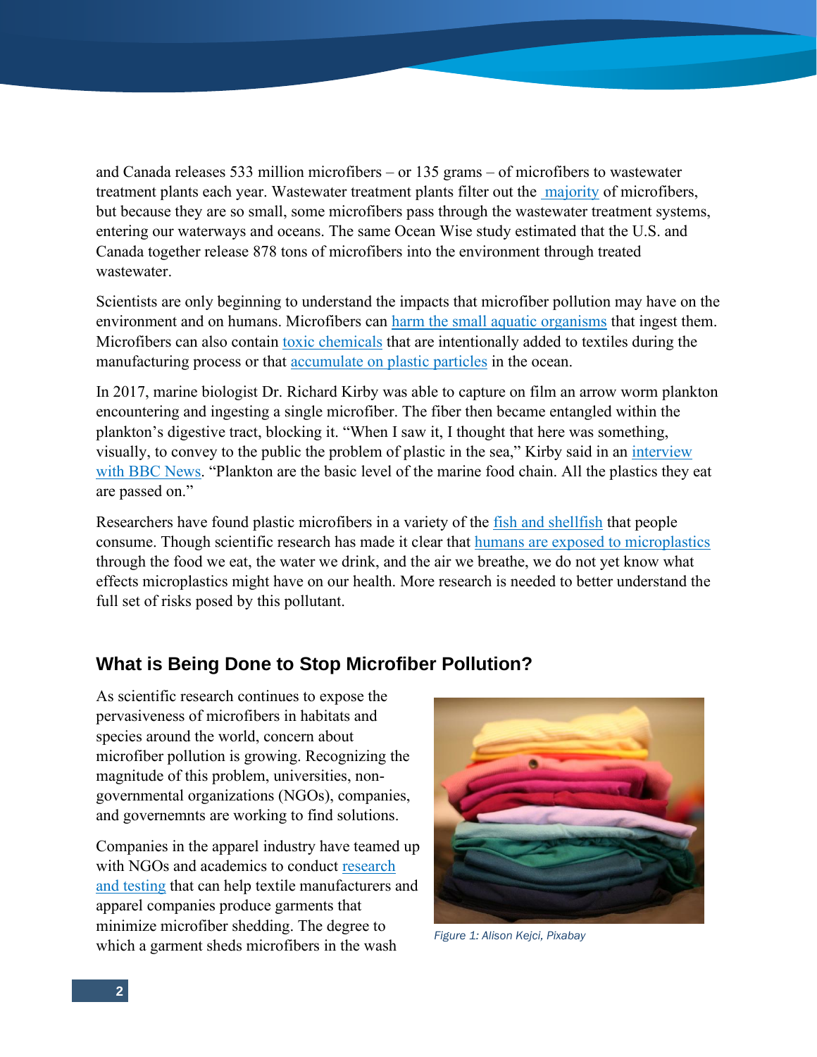and Canada releases 533 million microfibers – or 135 grams – of microfibers to wastewater treatment plants each year. Wastewater treatment plants filter out the majority of microfibers, but because they are so small, some microfibers pass through the wastewater treatment systems, entering our waterways and oceans. The same Ocean Wise study estimated that the U.S. and Canada together release 878 tons of microfibers into the environment through treated wastewater.

Scientists are only beginning to understand the impacts that microfiber pollution may have on the environment and on humans. Microfibers can harm the small aquatic organisms that ingest them. Microfibers can also contain toxic chemicals that are intentionally added to textiles during the manufacturing process or that accumulate on plastic particles in the ocean.

In 2017, marine biologist Dr. Richard Kirby was able to capture on film an arrow worm plankton encountering and ingesting a single microfiber. The fiber then became entangled within the plankton's digestive tract, blocking it. "When I saw it, I thought that here was something, visually, to convey to the public the problem of plastic in the sea," Kirby said in an interview with BBC News. "Plankton are the basic level of the marine food chain. All the plastics they eat are passed on."

Researchers have found plastic microfibers in a variety of the fish and shellfish that people consume. Though scientific research has made it clear that humans are exposed to microplastics through the food we eat, the water we drink, and the air we breathe, we do not yet know what effects microplastics might have on our health. More research is needed to better understand the full set of risks posed by this pollutant.

## What is Being Done to Stop Microfiber Pollution?

As scientific research continues to expose the pervasiveness of microfibers in habitats and species around the world, concern about microfiber pollution is growing. Recognizing the magnitude of this problem, universities, non-governmental organizations (NGOs), companies, and governemnts are working to find solutions.

Companies in the apparel industry have teamed up with NGOs and academics to conduct research and testing that can help textile manufacturers and apparel companies produce garments that minimize microfiber shedding. The degree to which a garment sheds microfibers in the wash

*Figure 1: Alison Kejci, Pixabay*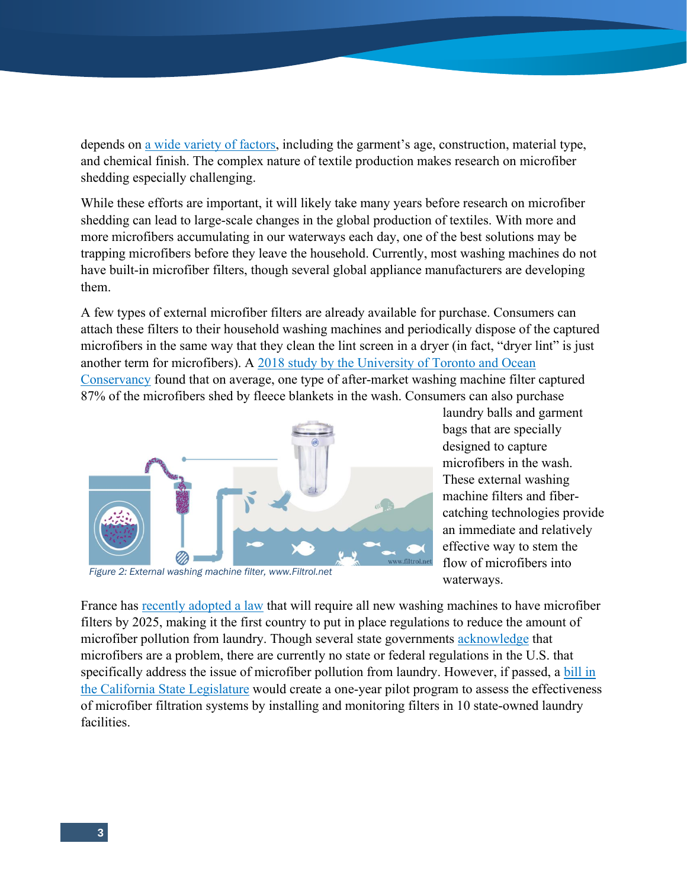depends on a wide variety of factors, including the garment's age, construction, material type, and chemical finish. The complex nature of textile production makes research on microfiber shedding especially challenging.

While these efforts are important, it will likely take many years before research on microfiber shedding can lead to large-scale changes in the global production of textiles. With more and more microfibers accumulating in our waterways each day, one of the best solutions may be trapping microfibers before they leave the household. Currently, most washing machines do not have built-in microfiber filters, though several global appliance manufacturers are developing them.

A few types of external microfiber filters are already available for purchase. Consumers can attach these filters to their household washing machines and periodically dispose of the captured microfibers in the same way that they clean the lint screen in a dryer (in fact, "dryer lint" is just another term for microfibers). A 2018 study by the University of Toronto and Ocean Conservancy found that on average, one type of after-market washing machine filter captured 87% of the microfibers shed by fleece blankets in the wash. Consumers can also purchase laundry balls and garment bags that are specially designed to capture microfibers in the wash. These external washing machine filters and fiber-catching technologies provide an immediate and relatively effective way to stem the flow of microfibers into waterways.

*Figure 2: External washing machine filter, www.Filtrol.net*

France has recently adopted a law that will require all new washing machines to have microfiber filters by 2025, making it the first country to put in place regulations to reduce the amount of microfiber pollution from laundry. Though several state governments acknowledge that microfibers are a problem, there are currently no state or federal regulations in the U.S. that specifically address the issue of microfiber pollution from laundry. However, if passed, a bill in the California State Legislature would create a one-year pilot program to assess the effectiveness of microfiber filtration systems by installing and monitoring filters in 10 state-owned laundry facilities.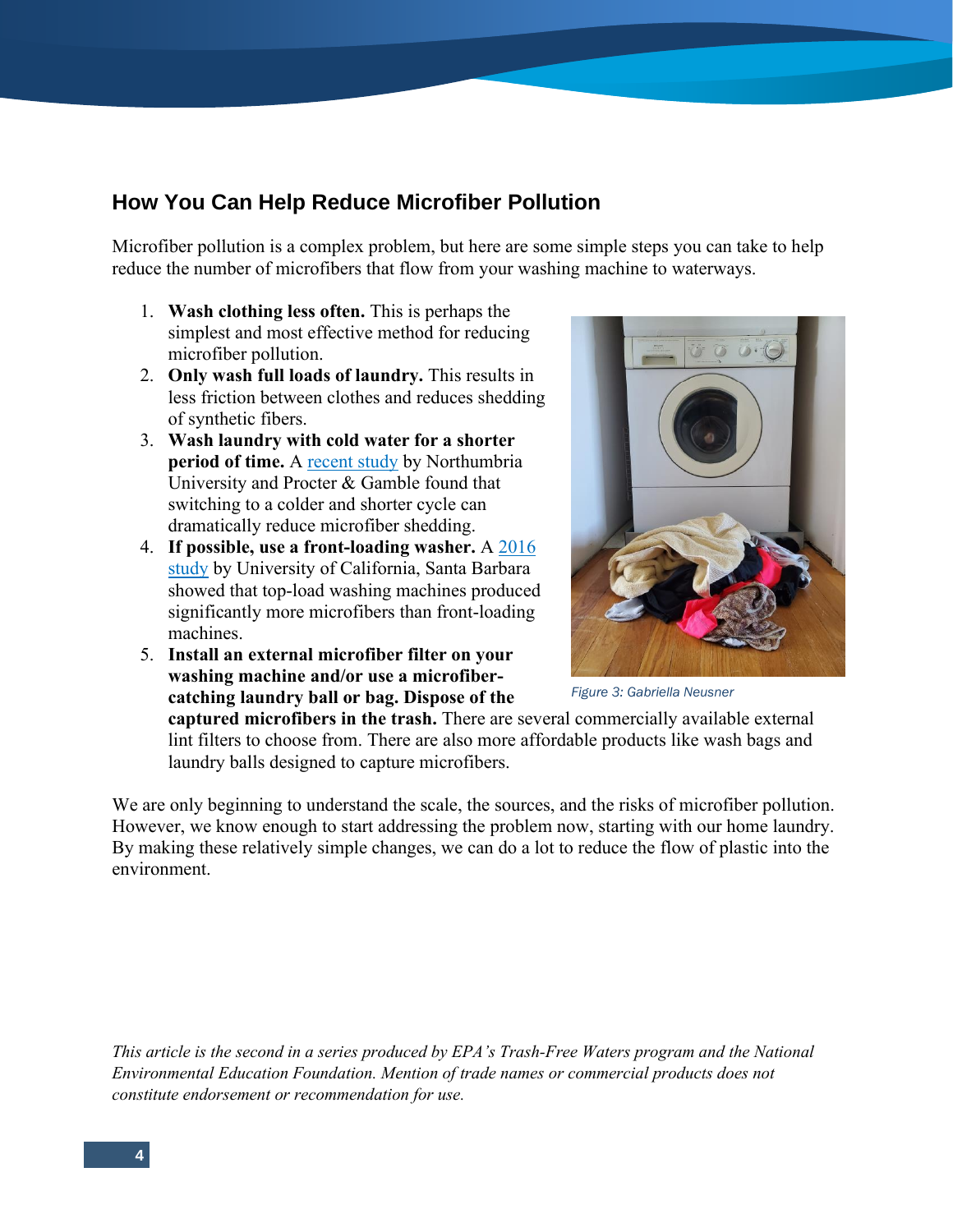## How You Can Help Reduce Microfiber Pollution

Microfiber pollution is a complex problem, but here are some simple steps you can take to help reduce the number of microfibers that flow from your washing machine to waterways.

1. **Wash clothing less often.** This is perhaps the simplest and most effective method for reducing microfiber pollution.
2. **Only wash full loads of laundry.** This results in less friction between clothes and reduces shedding of synthetic fibers.
3. **Wash laundry with cold water for a shorter period of time.** A recent study by Northumbria University and Procter & Gamble found that switching to a colder and shorter cycle can dramatically reduce microfiber shedding.
4. **If possible, use a front-loading washer.** A 2016 study by University of California, Santa Barbara showed that top-load washing machines produced significantly more microfibers than front-loading machines.
5. **Install an external microfiber filter on your washing machine and/or use a microfiber-catching laundry ball or bag. Dispose of the captured microfibers in the trash.** There are several commercially available external lint filters to choose from. There are also more affordable products like wash bags and laundry balls designed to capture microfibers.

*Figure 3: Gabriella Neusner*

We are only beginning to understand the scale, the sources, and the risks of microfiber pollution. However, we know enough to start addressing the problem now, starting with our home laundry. By making these relatively simple changes, we can do a lot to reduce the flow of plastic into the environment.

*This article is the second in a series produced by EPA's Trash-Free Waters program and the National Environmental Education Foundation. Mention of trade names or commercial products does not constitute endorsement or recommendation for use.*